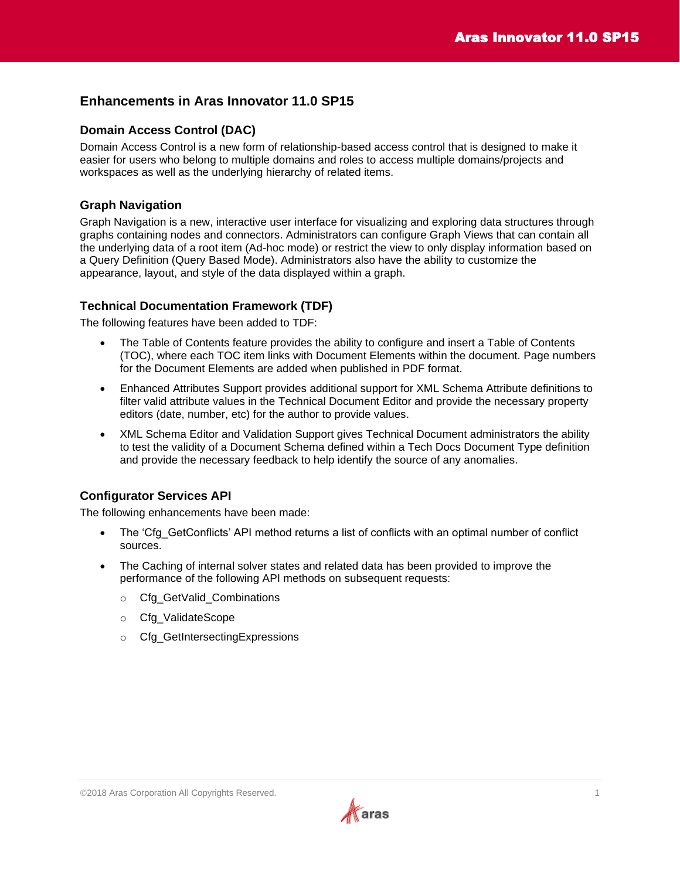# Enhancements in Aras Innovator 11.0 SP15

## Domain Access Control (DAC)

Domain Access Control is a new form of relationship-based access control that is designed to make it easier for users who belong to multiple domains and roles to access multiple domains/projects and workspaces as well as the underlying hierarchy of related items.

## Graph Navigation

Graph Navigation is a new, interactive user interface for visualizing and exploring data structures through graphs containing nodes and connectors. Administrators can configure Graph Views that can contain all the underlying data of a root item (Ad-hoc mode) or restrict the view to only display information based on a Query Definition (Query Based Mode). Administrators also have the ability to customize the appearance, layout, and style of the data displayed within a graph.

## Technical Documentation Framework (TDF)

The following features have been added to TDF:

- The Table of Contents feature provides the ability to configure and insert a Table of Contents (TOC), where each TOC item links with Document Elements within the document. Page numbers for the Document Elements are added when published in PDF format.
- Enhanced Attributes Support provides additional support for XML Schema Attribute definitions to filter valid attribute values in the Technical Document Editor and provide the necessary property editors (date, number, etc) for the author to provide values.
- XML Schema Editor and Validation Support gives Technical Document administrators the ability to test the validity of a Document Schema defined within a Tech Docs Document Type definition and provide the necessary feedback to help identify the source of any anomalies.

## Configurator Services API

The following enhancements have been made:

- The 'Cfg_GetConflicts' API method returns a list of conflicts with an optimal number of conflict sources.
- The Caching of internal solver states and related data has been provided to improve the performance of the following API methods on subsequent requests:
  - Cfg_GetValid_Combinations
  - Cfg_ValidateScope
  - Cfg_GetIntersectingExpressions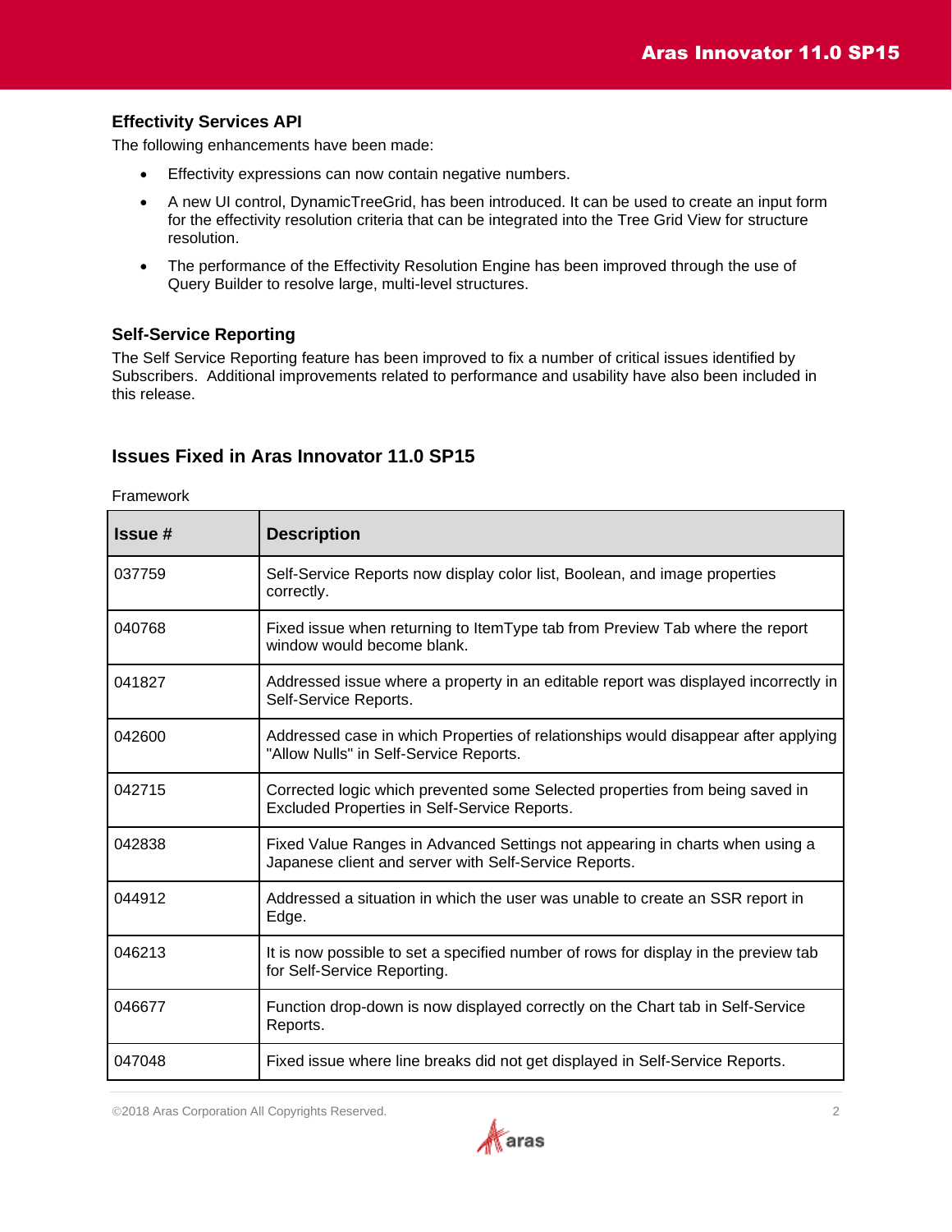### Effectivity Services API

The following enhancements have been made:

- Effectivity expressions can now contain negative numbers.
- A new UI control, DynamicTreeGrid, has been introduced. It can be used to create an input form for the effectivity resolution criteria that can be integrated into the Tree Grid View for structure resolution.
- The performance of the Effectivity Resolution Engine has been improved through the use of Query Builder to resolve large, multi-level structures.

### Self-Service Reporting

The Self Service Reporting feature has been improved to fix a number of critical issues identified by Subscribers. Additional improvements related to performance and usability have also been included in this release.

## Issues Fixed in Aras Innovator 11.0 SP15

Framework

| Issue # | Description |
|---|---|
| 037759 | Self-Service Reports now display color list, Boolean, and image properties correctly. |
| 040768 | Fixed issue when returning to ItemType tab from Preview Tab where the report window would become blank. |
| 041827 | Addressed issue where a property in an editable report was displayed incorrectly in Self-Service Reports. |
| 042600 | Addressed case in which Properties of relationships would disappear after applying "Allow Nulls" in Self-Service Reports. |
| 042715 | Corrected logic which prevented some Selected properties from being saved in Excluded Properties in Self-Service Reports. |
| 042838 | Fixed Value Ranges in Advanced Settings not appearing in charts when using a Japanese client and server with Self-Service Reports. |
| 044912 | Addressed a situation in which the user was unable to create an SSR report in Edge. |
| 046213 | It is now possible to set a specified number of rows for display in the preview tab for Self-Service Reporting. |
| 046677 | Function drop-down is now displayed correctly on the Chart tab in Self-Service Reports. |
| 047048 | Fixed issue where line breaks did not get displayed in Self-Service Reports. |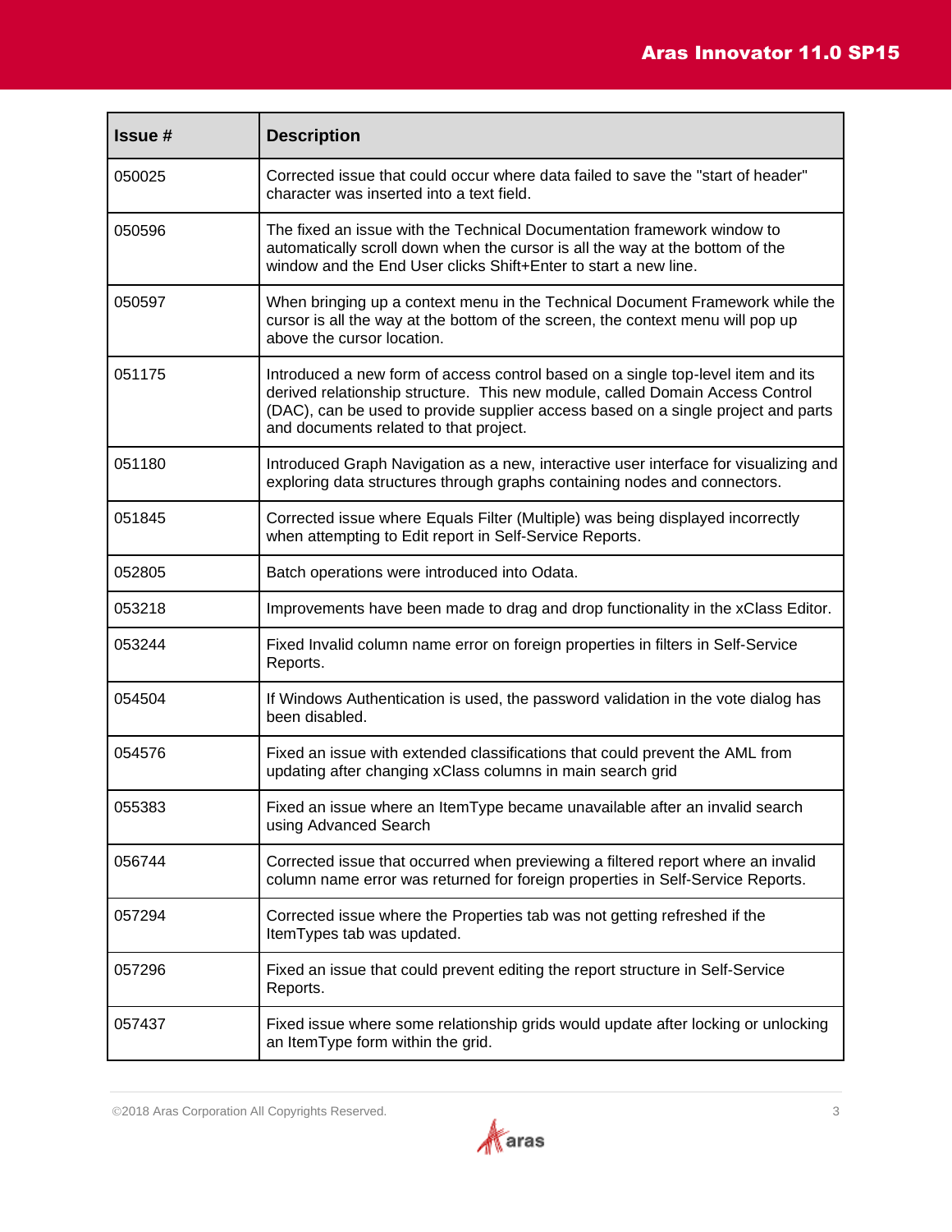| Issue # | Description |
| --- | --- |
| 050025 | Corrected issue that could occur where data failed to save the "start of header" character was inserted into a text field. |
| 050596 | The fixed an issue with the Technical Documentation framework window to automatically scroll down when the cursor is all the way at the bottom of the window and the End User clicks Shift+Enter to start a new line. |
| 050597 | When bringing up a context menu in the Technical Document Framework while the cursor is all the way at the bottom of the screen, the context menu will pop up above the cursor location. |
| 051175 | Introduced a new form of access control based on a single top-level item and its derived relationship structure. This new module, called Domain Access Control (DAC), can be used to provide supplier access based on a single project and parts and documents related to that project. |
| 051180 | Introduced Graph Navigation as a new, interactive user interface for visualizing and exploring data structures through graphs containing nodes and connectors. |
| 051845 | Corrected issue where Equals Filter (Multiple) was being displayed incorrectly when attempting to Edit report in Self-Service Reports. |
| 052805 | Batch operations were introduced into Odata. |
| 053218 | Improvements have been made to drag and drop functionality in the xClass Editor. |
| 053244 | Fixed Invalid column name error on foreign properties in filters in Self-Service Reports. |
| 054504 | If Windows Authentication is used, the password validation in the vote dialog has been disabled. |
| 054576 | Fixed an issue with extended classifications that could prevent the AML from updating after changing xClass columns in main search grid |
| 055383 | Fixed an issue where an ItemType became unavailable after an invalid search using Advanced Search |
| 056744 | Corrected issue that occurred when previewing a filtered report where an invalid column name error was returned for foreign properties in Self-Service Reports. |
| 057294 | Corrected issue where the Properties tab was not getting refreshed if the ItemTypes tab was updated. |
| 057296 | Fixed an issue that could prevent editing the report structure in Self-Service Reports. |
| 057437 | Fixed issue where some relationship grids would update after locking or unlocking an ItemType form within the grid. |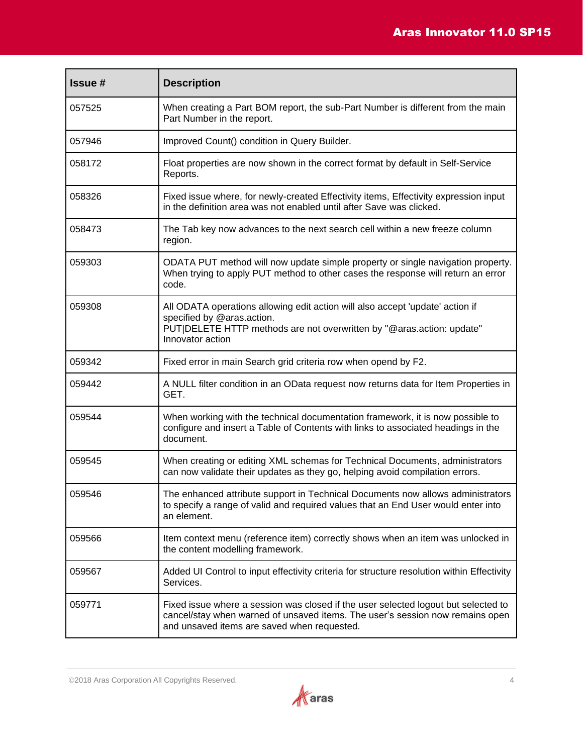| Issue # | Description |
|---|---|
| 057525 | When creating a Part BOM report, the sub-Part Number is different from the main Part Number in the report. |
| 057946 | Improved Count() condition in Query Builder. |
| 058172 | Float properties are now shown in the correct format by default in Self-Service Reports. |
| 058326 | Fixed issue where, for newly-created Effectivity items, Effectivity expression input in the definition area was not enabled until after Save was clicked. |
| 058473 | The Tab key now advances to the next search cell within a new freeze column region. |
| 059303 | ODATA PUT method will now update simple property or single navigation property. When trying to apply PUT method to other cases the response will return an error code. |
| 059308 | All ODATA operations allowing edit action will also accept 'update' action if specified by @aras.action.<br>PUT\|DELETE HTTP methods are not overwritten by "@aras.action: update" Innovator action |
| 059342 | Fixed error in main Search grid criteria row when opend by F2. |
| 059442 | A NULL filter condition in an OData request now returns data for Item Properties in GET. |
| 059544 | When working with the technical documentation framework, it is now possible to configure and insert a Table of Contents with links to associated headings in the document. |
| 059545 | When creating or editing XML schemas for Technical Documents, administrators can now validate their updates as they go, helping avoid compilation errors. |
| 059546 | The enhanced attribute support in Technical Documents now allows administrators to specify a range of valid and required values that an End User would enter into an element. |
| 059566 | Item context menu (reference item) correctly shows when an item was unlocked in the content modelling framework. |
| 059567 | Added UI Control to input effectivity criteria for structure resolution within Effectivity Services. |
| 059771 | Fixed issue where a session was closed if the user selected logout but selected to cancel/stay when warned of unsaved items. The user's session now remains open and unsaved items are saved when requested. |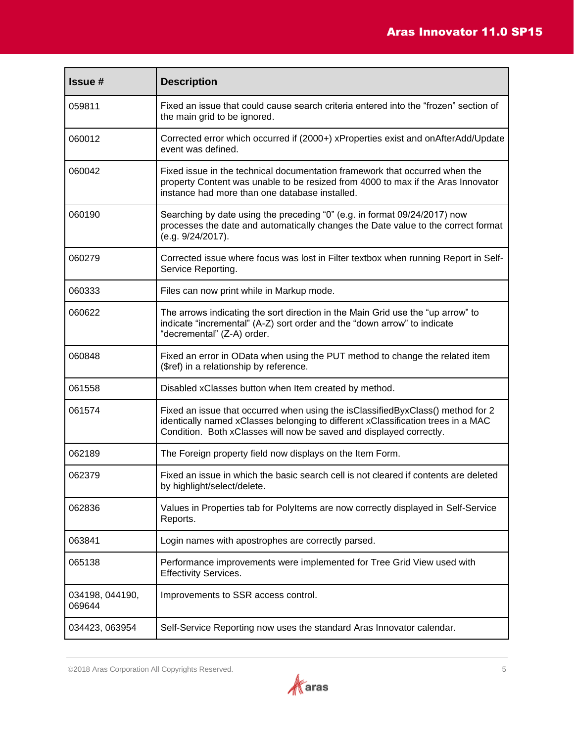| Issue # | Description |
|---|---|
| 059811 | Fixed an issue that could cause search criteria entered into the “frozen” section of the main grid to be ignored. |
| 060012 | Corrected error which occurred if (2000+) xProperties exist and onAfterAdd/Update event was defined. |
| 060042 | Fixed issue in the technical documentation framework that occurred when the property Content was unable to be resized from 4000 to max if the Aras Innovator instance had more than one database installed. |
| 060190 | Searching by date using the preceding “0” (e.g. in format 09/24/2017) now processes the date and automatically changes the Date value to the correct format (e.g. 9/24/2017). |
| 060279 | Corrected issue where focus was lost in Filter textbox when running Report in Self-Service Reporting. |
| 060333 | Files can now print while in Markup mode. |
| 060622 | The arrows indicating the sort direction in the Main Grid use the “up arrow” to indicate “incremental” (A-Z) sort order and the “down arrow” to indicate “decremental” (Z-A) order. |
| 060848 | Fixed an error in OData when using the PUT method to change the related item ($ref) in a relationship by reference. |
| 061558 | Disabled xClasses button when Item created by method. |
| 061574 | Fixed an issue that occurred when using the isClassifiedByxClass() method for 2 identically named xClasses belonging to different xClassification trees in a MAC Condition. Both xClasses will now be saved and displayed correctly. |
| 062189 | The Foreign property field now displays on the Item Form. |
| 062379 | Fixed an issue in which the basic search cell is not cleared if contents are deleted by highlight/select/delete. |
| 062836 | Values in Properties tab for PolyItems are now correctly displayed in Self-Service Reports. |
| 063841 | Login names with apostrophes are correctly parsed. |
| 065138 | Performance improvements were implemented for Tree Grid View used with Effectivity Services. |
| 034198, 044190, 069644 | Improvements to SSR access control. |
| 034423, 063954 | Self-Service Reporting now uses the standard Aras Innovator calendar. |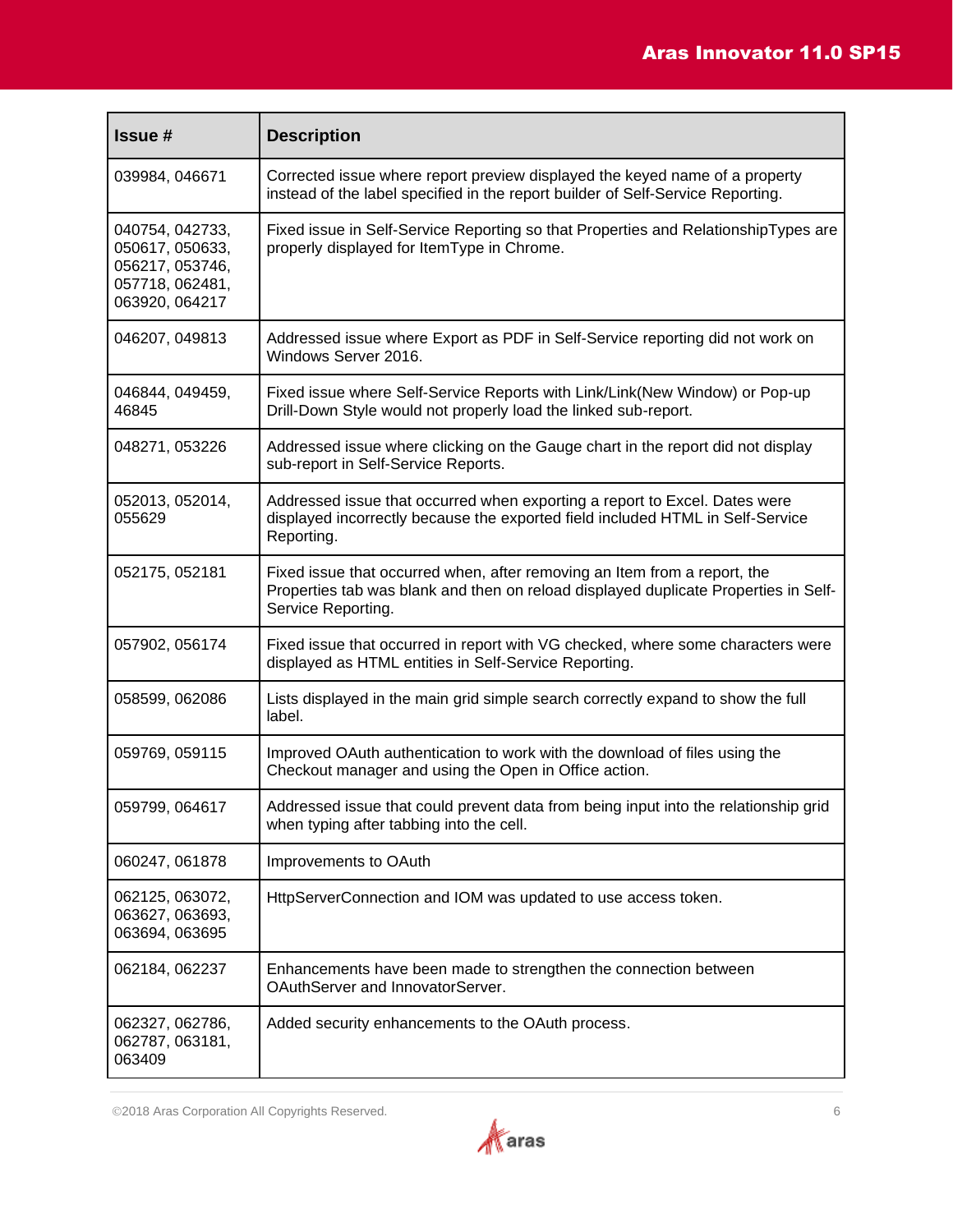| Issue # | Description |
|---|---|
| 039984, 046671 | Corrected issue where report preview displayed the keyed name of a property instead of the label specified in the report builder of Self-Service Reporting. |
| 040754, 042733, 050617, 050633, 056217, 053746, 057718, 062481, 063920, 064217 | Fixed issue in Self-Service Reporting so that Properties and RelationshipTypes are properly displayed for ItemType in Chrome. |
| 046207, 049813 | Addressed issue where Export as PDF in Self-Service reporting did not work on Windows Server 2016. |
| 046844, 049459, 46845 | Fixed issue where Self-Service Reports with Link/Link(New Window) or Pop-up Drill-Down Style would not properly load the linked sub-report. |
| 048271, 053226 | Addressed issue where clicking on the Gauge chart in the report did not display sub-report in Self-Service Reports. |
| 052013, 052014, 055629 | Addressed issue that occurred when exporting a report to Excel. Dates were displayed incorrectly because the exported field included HTML in Self-Service Reporting. |
| 052175, 052181 | Fixed issue that occurred when, after removing an Item from a report, the Properties tab was blank and then on reload displayed duplicate Properties in Self-Service Reporting. |
| 057902, 056174 | Fixed issue that occurred in report with VG checked, where some characters were displayed as HTML entities in Self-Service Reporting. |
| 058599, 062086 | Lists displayed in the main grid simple search correctly expand to show the full label. |
| 059769, 059115 | Improved OAuth authentication to work with the download of files using the Checkout manager and using the Open in Office action. |
| 059799, 064617 | Addressed issue that could prevent data from being input into the relationship grid when typing after tabbing into the cell. |
| 060247, 061878 | Improvements to OAuth |
| 062125, 063072, 063627, 063693, 063694, 063695 | HttpServerConnection and IOM was updated to use access token. |
| 062184, 062237 | Enhancements have been made to strengthen the connection between OAuthServer and InnovatorServer. |
| 062327, 062786, 062787, 063181, 063409 | Added security enhancements to the OAuth process. |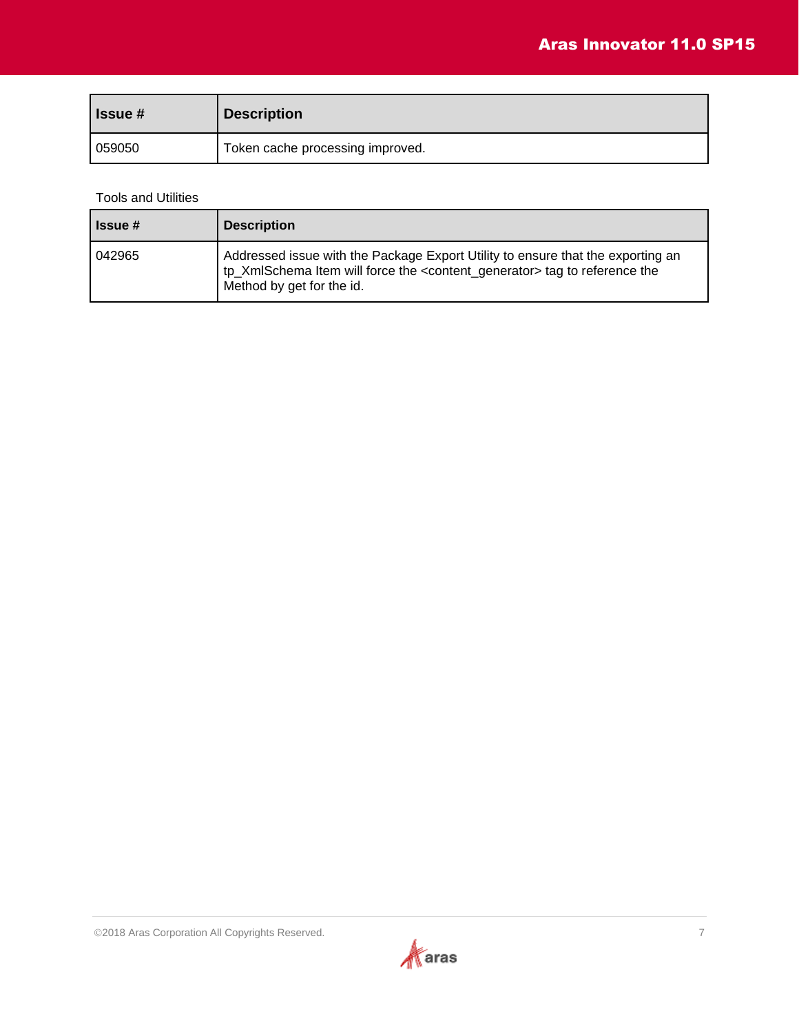| Issue # | Description |
|---|---|
| 059050 | Token cache processing improved. |

Tools and Utilities

| Issue # | Description |
|---|---|
| 042965 | Addressed issue with the Package Export Utility to ensure that the exporting an tp_XmlSchema Item will force the <content_generator> tag to reference the Method by get for the id. |